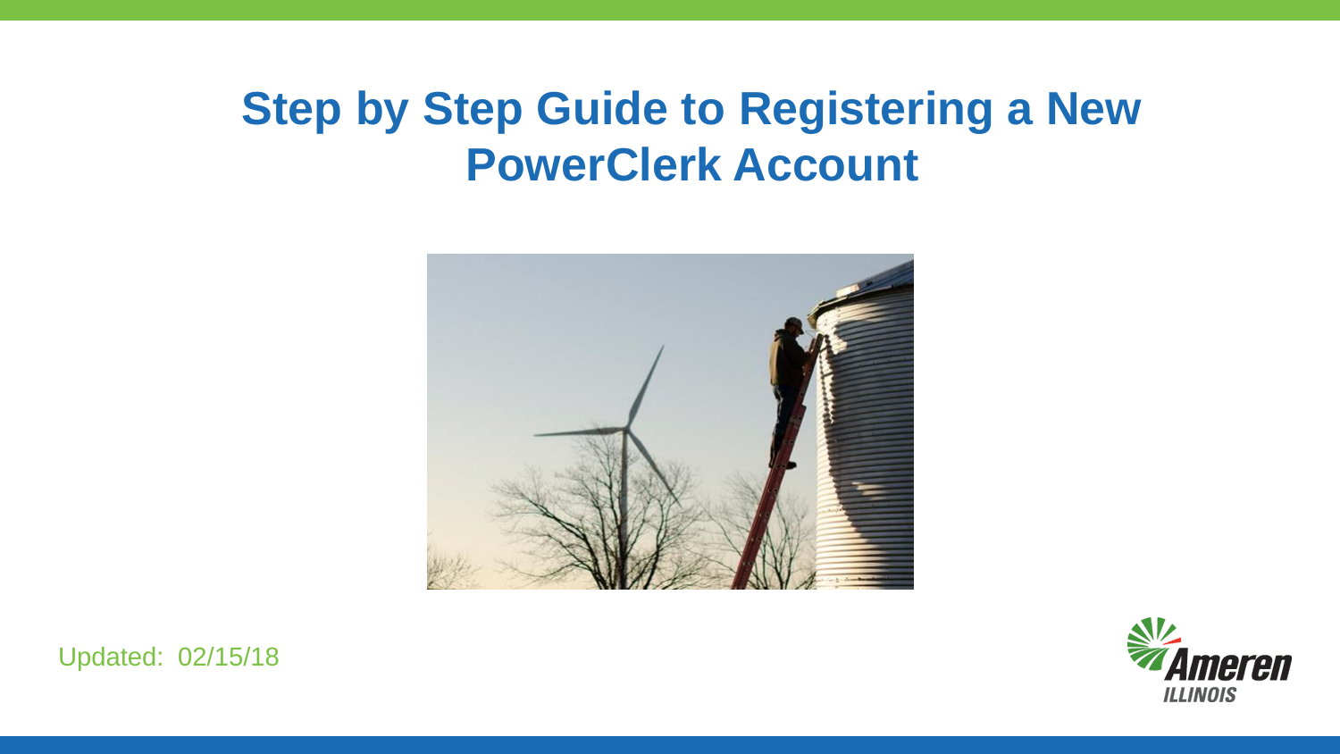# Step by Step Guide to Registering a New PowerClerk Account

Updated: 02/15/18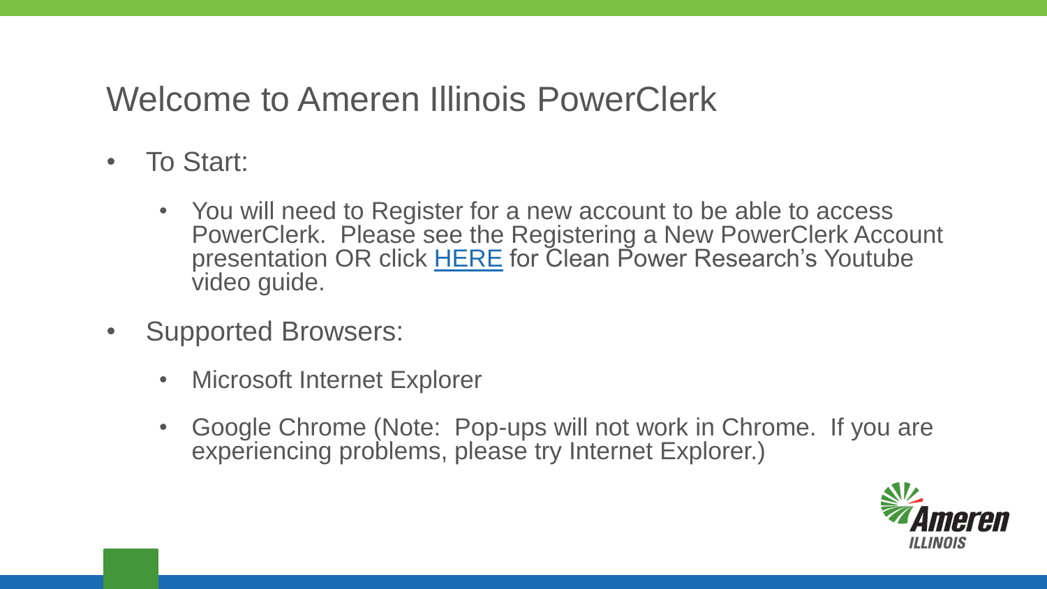# Welcome to Ameren Illinois PowerClerk

- To Start:
  - You will need to Register for a new account to be able to access PowerClerk. Please see the Registering a New PowerClerk Account presentation OR click HERE for Clean Power Research's Youtube video guide.
- Supported Browsers:
  - Microsoft Internet Explorer
  - Google Chrome (Note: Pop-ups will not work in Chrome. If you are experiencing problems, please try Internet Explorer.)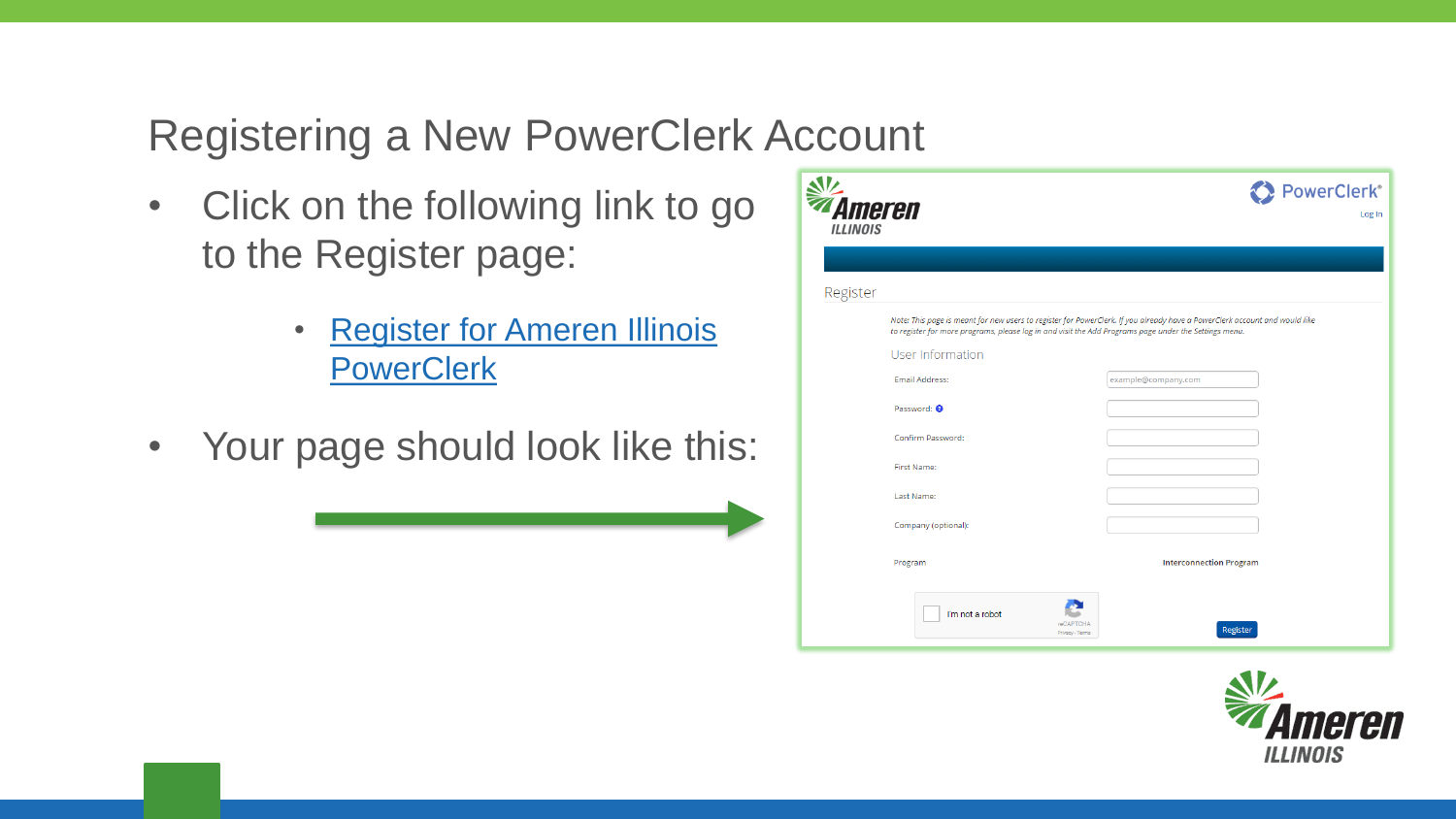# Registering a New PowerClerk Account

- Click on the following link to go to the Register page:
  - Register for Ameren Illinois PowerClerk
- Your page should look like this: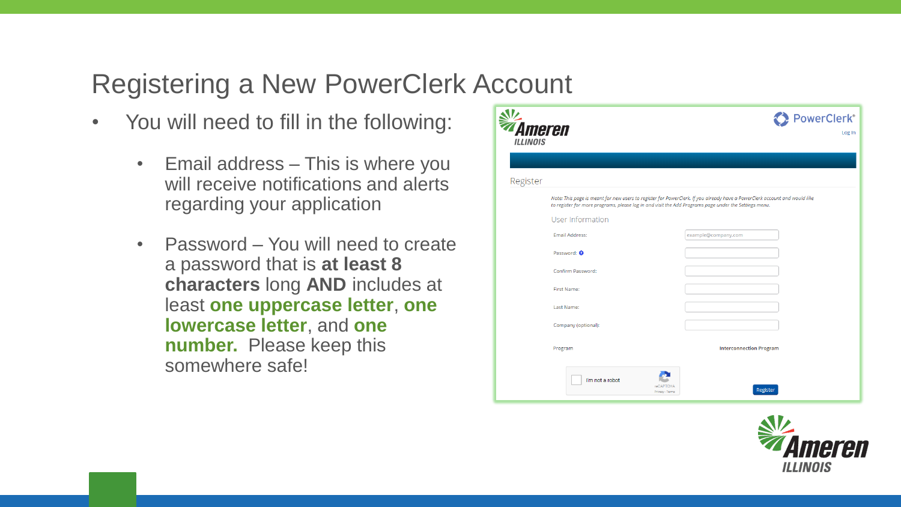# Registering a New PowerClerk Account

- You will need to fill in the following:
  - Email address – This is where you will receive notifications and alerts regarding your application
  - Password – You will need to create a password that is **at least 8 characters** long **AND** includes at least **one uppercase letter**, **one lowercase letter**, and **one number.** Please keep this somewhere safe!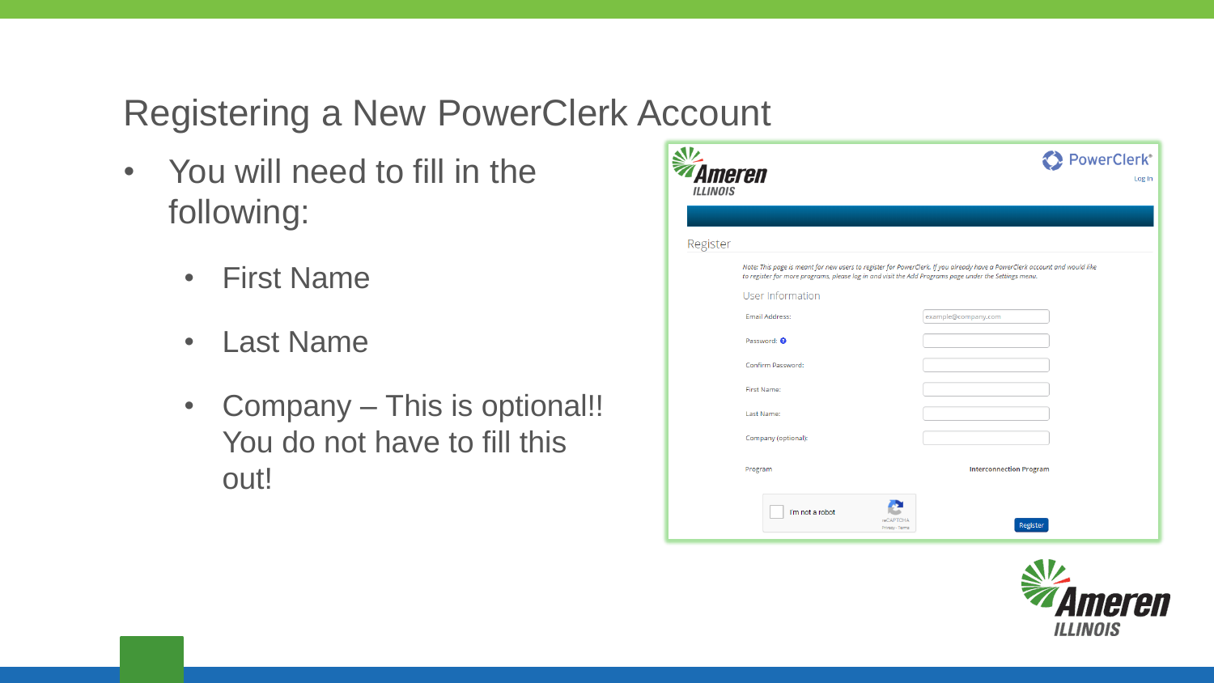# Registering a New PowerClerk Account

- You will need to fill in the following:
  - First Name
  - Last Name
  - Company – This is optional!! You do not have to fill this out!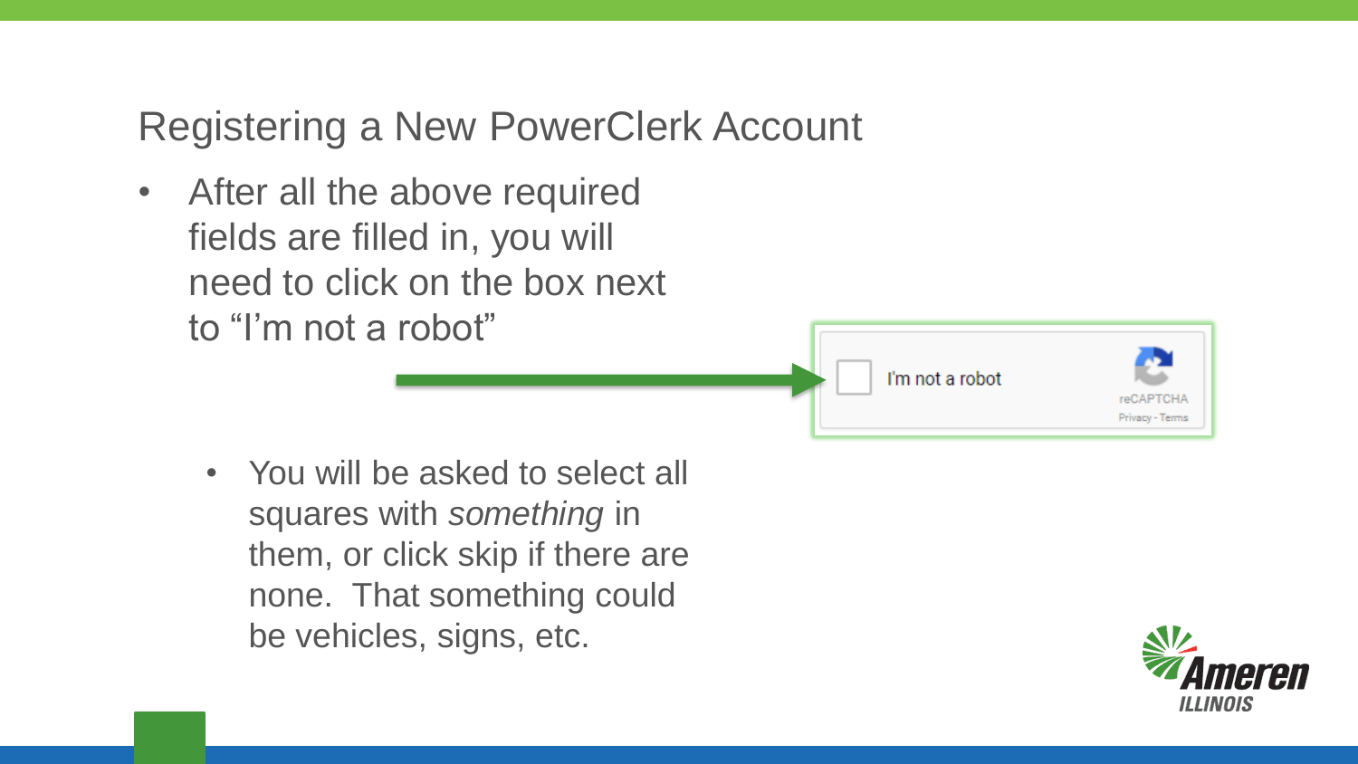## Registering a New PowerClerk Account

- After all the above required fields are filled in, you will need to click on the box next to "I'm not a robot"
  - You will be asked to select all squares with *something* in them, or click skip if there are none. That something could be vehicles, signs, etc.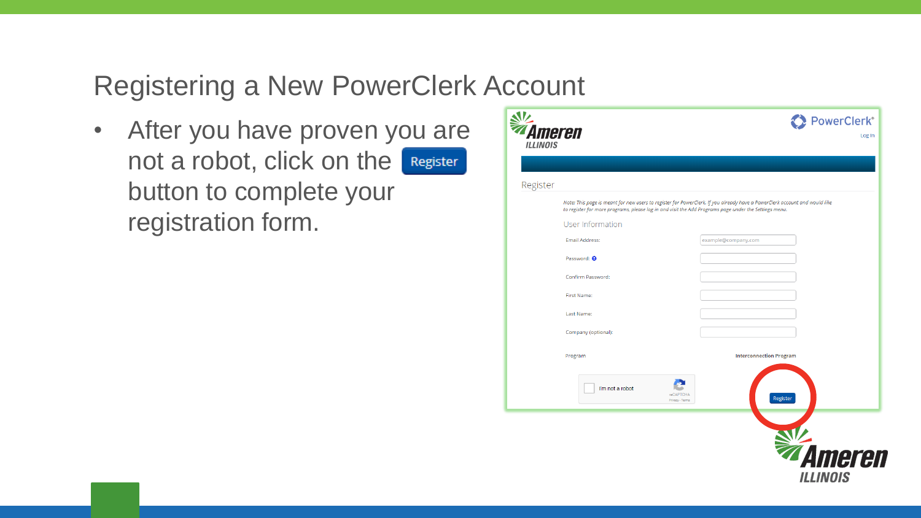# Registering a New PowerClerk Account

- After you have proven you are not a robot, click on the Register button to complete your registration form.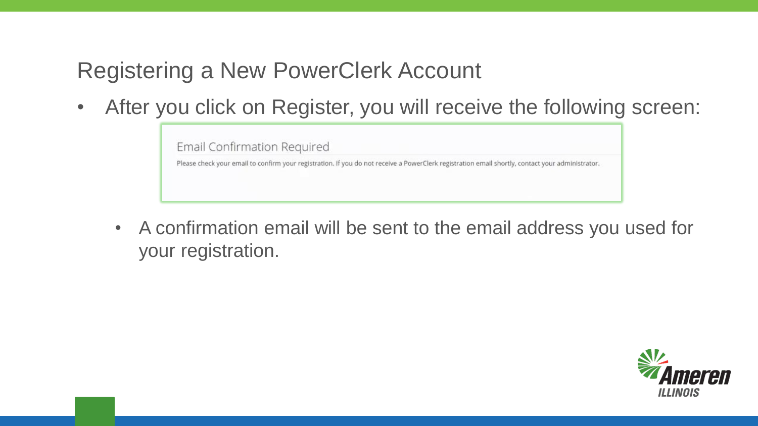# Registering a New PowerClerk Account

- After you click on Register, you will receive the following screen:

Email Confirmation Required

Please check your email to confirm your registration. If you do not receive a PowerClerk registration email shortly, contact your administrator.

  - A confirmation email will be sent to the email address you used for your registration.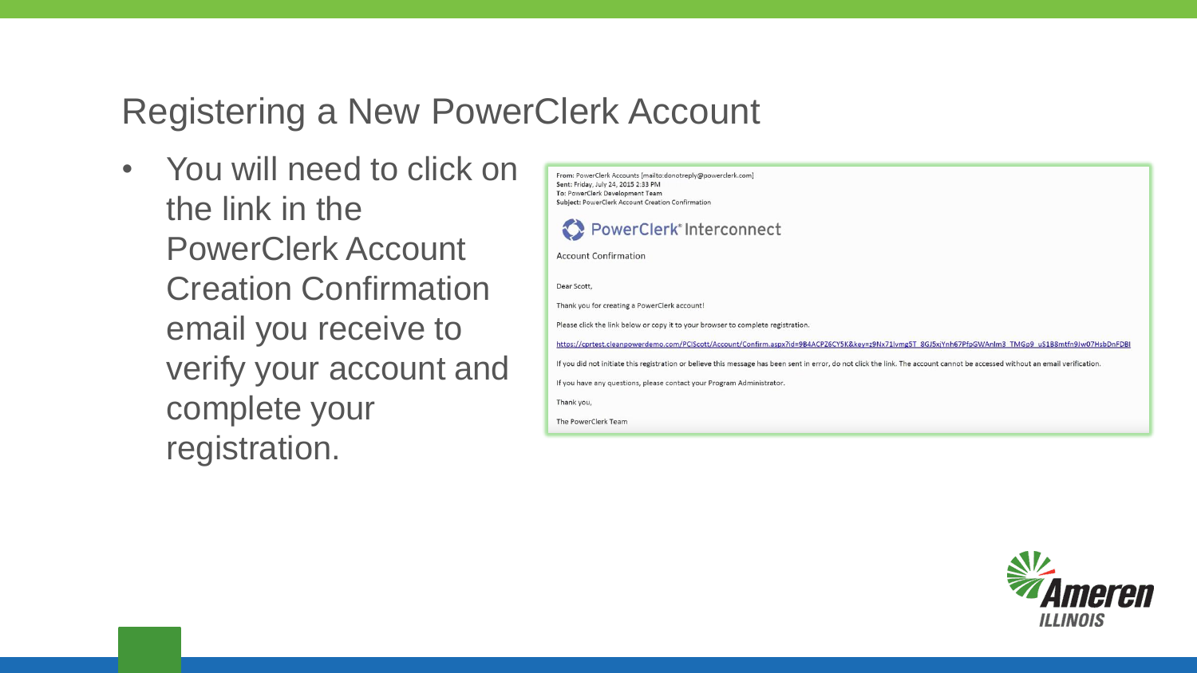# Registering a New PowerClerk Account

- You will need to click on the link in the PowerClerk Account Creation Confirmation email you receive to verify your account and complete your registration.

**From:** PowerClerk Accounts [mailto:donotreply@powerclerk.com]
**Sent:** Friday, July 24, 2015 2:33 PM
**To:** PowerClerk Development Team
**Subject:** PowerClerk Account Creation Confirmation

PowerClerk® Interconnect

Account Confirmation

Dear Scott,

Thank you for creating a PowerClerk account!

Please click the link below or copy it to your browser to complete registration.

https://cprtest.cleanpowerdemo.com/PCIScott/Account/Confirm.aspx?id=9B4ACPZ6CY5K&key=z9Nx71lvmg5T_8GJ5xjYnh67PfpGWAnlm3_TMGp9_uS1B8mtfn9Jw07HsbDnFDBI

If you did not initiate this registration or believe this message has been sent in error, do not click the link. The account cannot be accessed without an email verification.

If you have any questions, please contact your Program Administrator.

Thank you,

The PowerClerk Team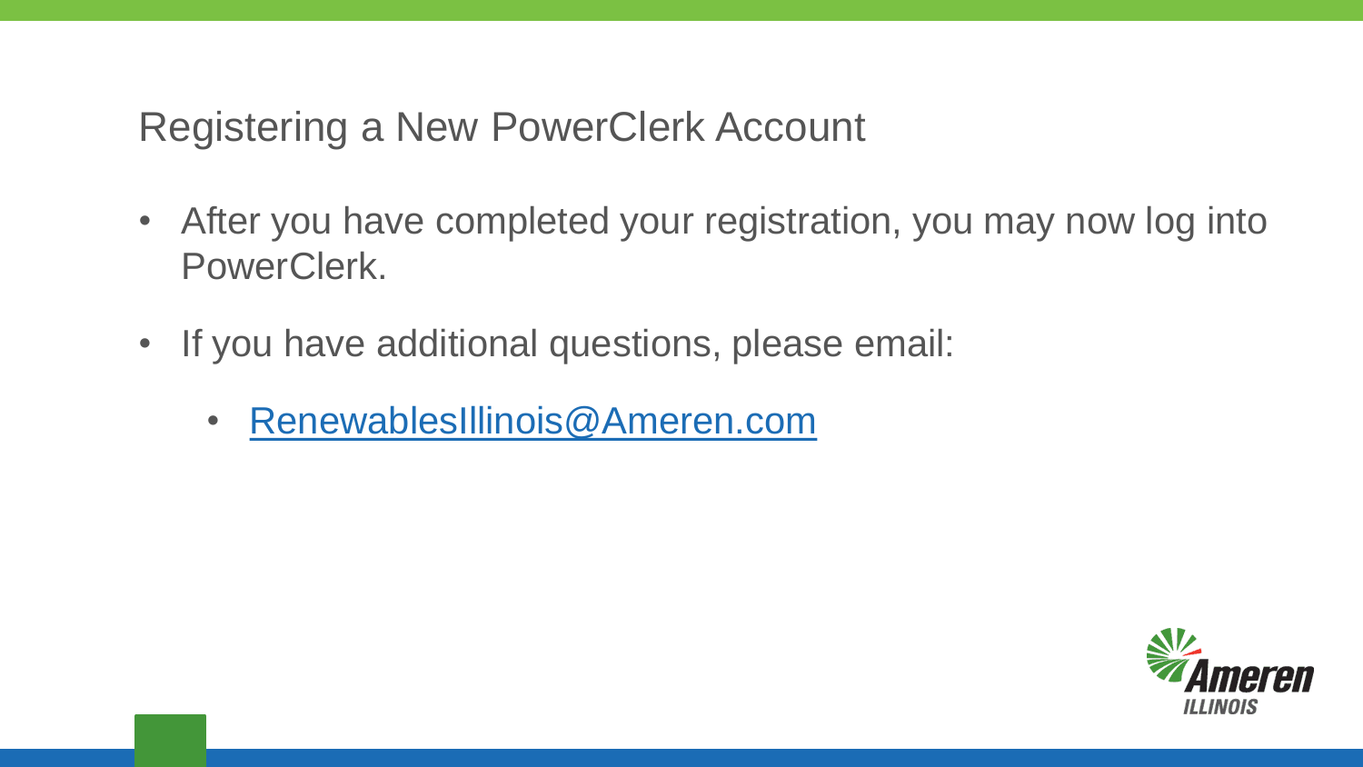# Registering a New PowerClerk Account

- After you have completed your registration, you may now log into PowerClerk.
- If you have additional questions, please email:
  - [RenewablesIllinois@Ameren.com](mailto:RenewablesIllinois@Ameren.com)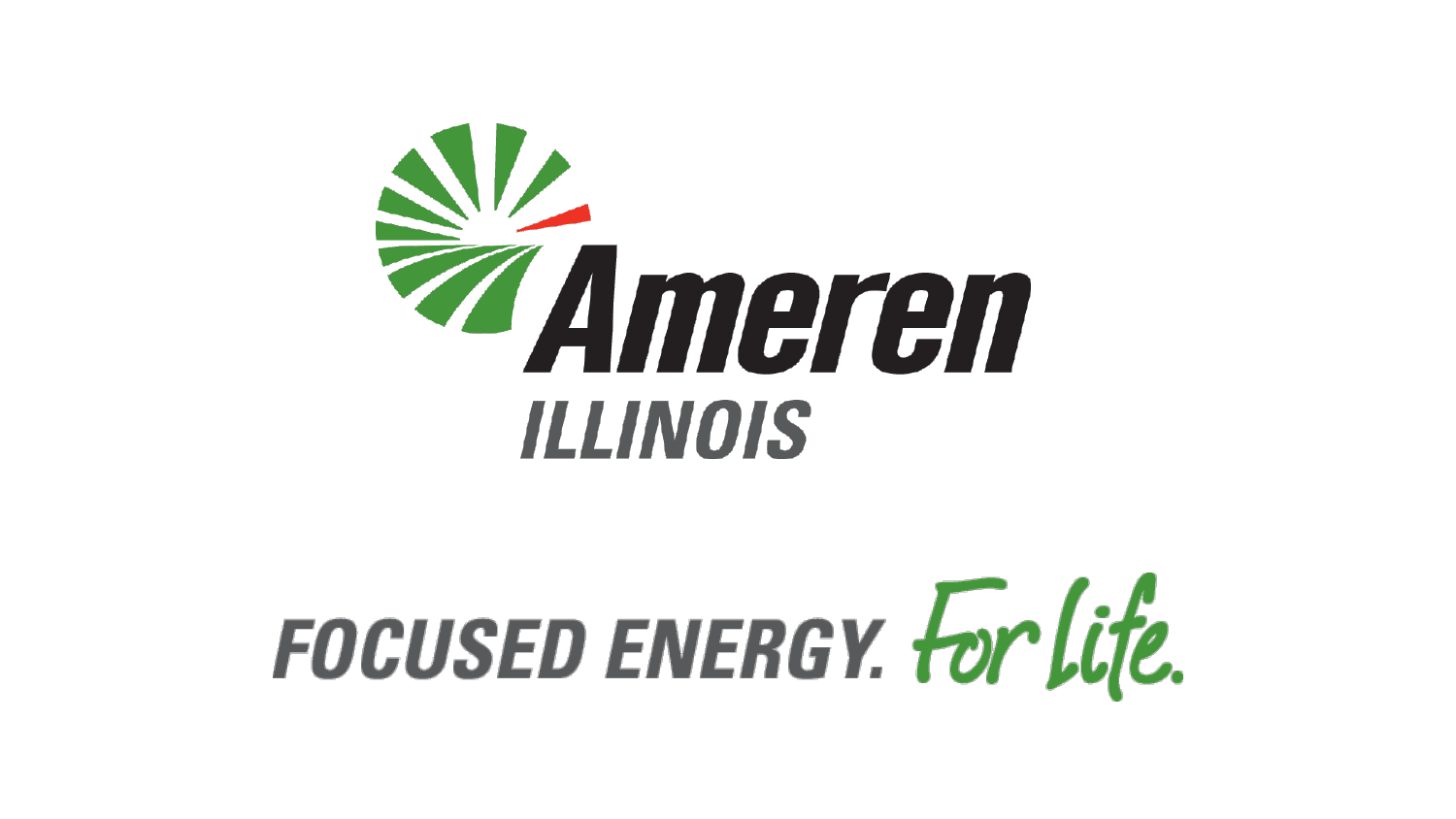Ameren

ILLINOIS

FOCUSED ENERGY. For Life.